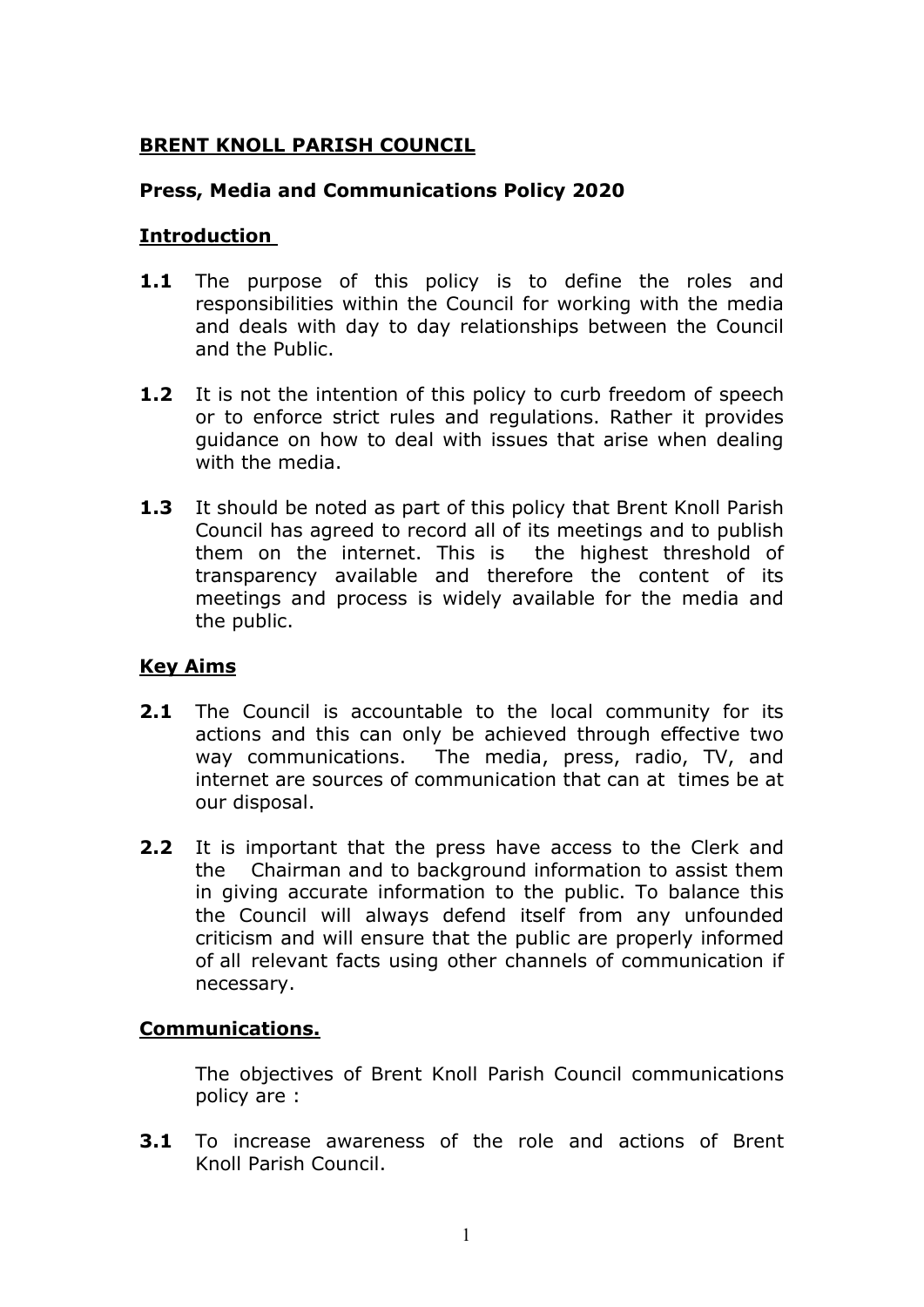# BRENT KNOLL PARISH COUNCIL

## Press, Media and Communications Policy 2020

### Introduction

**1.1** The purpose of this policy is to define the roles and responsibilities within the Council for working with the media and deals with day to day relationships between the Council and the Public.

**1.2** It is not the intention of this policy to curb freedom of speech or to enforce strict rules and regulations. Rather it provides guidance on how to deal with issues that arise when dealing with the media.

**1.3** It should be noted as part of this policy that Brent Knoll Parish Council has agreed to record all of its meetings and to publish them on the internet. This is the highest threshold of transparency available and therefore the content of its meetings and process is widely available for the media and the public.

### Key Aims

**2.1** The Council is accountable to the local community for its actions and this can only be achieved through effective two way communications. The media, press, radio, TV, and internet are sources of communication that can at times be at our disposal.

**2.2** It is important that the press have access to the Clerk and the Chairman and to background information to assist them in giving accurate information to the public. To balance this the Council will always defend itself from any unfounded criticism and will ensure that the public are properly informed of all relevant facts using other channels of communication if necessary.

### Communications.

The objectives of Brent Knoll Parish Council communications policy are :

**3.1** To increase awareness of the role and actions of Brent Knoll Parish Council.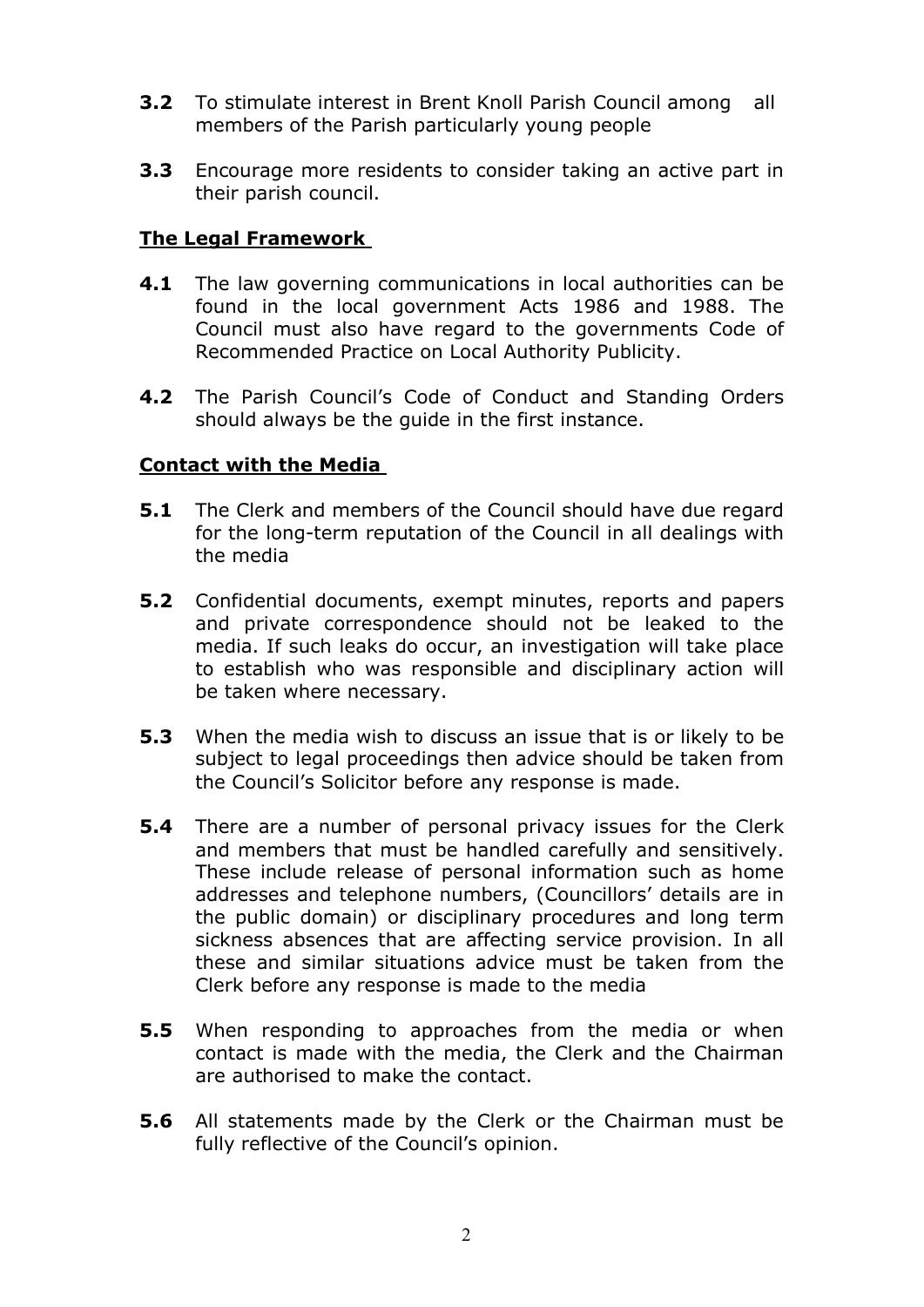**3.2** To stimulate interest in Brent Knoll Parish Council among all members of the Parish particularly young people

**3.3** Encourage more residents to consider taking an active part in their parish council.

## The Legal Framework

**4.1** The law governing communications in local authorities can be found in the local government Acts 1986 and 1988. The Council must also have regard to the governments Code of Recommended Practice on Local Authority Publicity.

**4.2** The Parish Council's Code of Conduct and Standing Orders should always be the guide in the first instance.

## Contact with the Media

**5.1** The Clerk and members of the Council should have due regard for the long-term reputation of the Council in all dealings with the media

**5.2** Confidential documents, exempt minutes, reports and papers and private correspondence should not be leaked to the media. If such leaks do occur, an investigation will take place to establish who was responsible and disciplinary action will be taken where necessary.

**5.3** When the media wish to discuss an issue that is or likely to be subject to legal proceedings then advice should be taken from the Council's Solicitor before any response is made.

**5.4** There are a number of personal privacy issues for the Clerk and members that must be handled carefully and sensitively. These include release of personal information such as home addresses and telephone numbers, (Councillors' details are in the public domain) or disciplinary procedures and long term sickness absences that are affecting service provision. In all these and similar situations advice must be taken from the Clerk before any response is made to the media

**5.5** When responding to approaches from the media or when contact is made with the media, the Clerk and the Chairman are authorised to make the contact.

**5.6** All statements made by the Clerk or the Chairman must be fully reflective of the Council's opinion.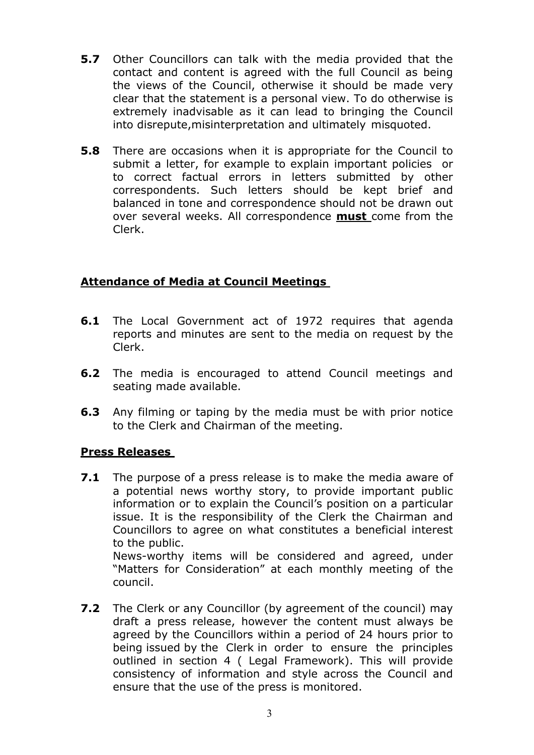**5.7** Other Councillors can talk with the media provided that the contact and content is agreed with the full Council as being the views of the Council, otherwise it should be made very clear that the statement is a personal view. To do otherwise is extremely inadvisable as it can lead to bringing the Council into disrepute,misinterpretation and ultimately misquoted.

**5.8** There are occasions when it is appropriate for the Council to submit a letter, for example to explain important policies or to correct factual errors in letters submitted by other correspondents. Such letters should be kept brief and balanced in tone and correspondence should not be drawn out over several weeks. All correspondence **must** come from the Clerk.

## Attendance of Media at Council Meetings

**6.1** The Local Government act of 1972 requires that agenda reports and minutes are sent to the media on request by the Clerk.

**6.2** The media is encouraged to attend Council meetings and seating made available.

**6.3** Any filming or taping by the media must be with prior notice to the Clerk and Chairman of the meeting.

## Press Releases

**7.1** The purpose of a press release is to make the media aware of a potential news worthy story, to provide important public information or to explain the Council's position on a particular issue. It is the responsibility of the Clerk the Chairman and Councillors to agree on what constitutes a beneficial interest to the public.
News-worthy items will be considered and agreed, under "Matters for Consideration" at each monthly meeting of the council.

**7.2** The Clerk or any Councillor (by agreement of the council) may draft a press release, however the content must always be agreed by the Councillors within a period of 24 hours prior to being issued by the Clerk in order to ensure the principles outlined in section 4 ( Legal Framework). This will provide consistency of information and style across the Council and ensure that the use of the press is monitored.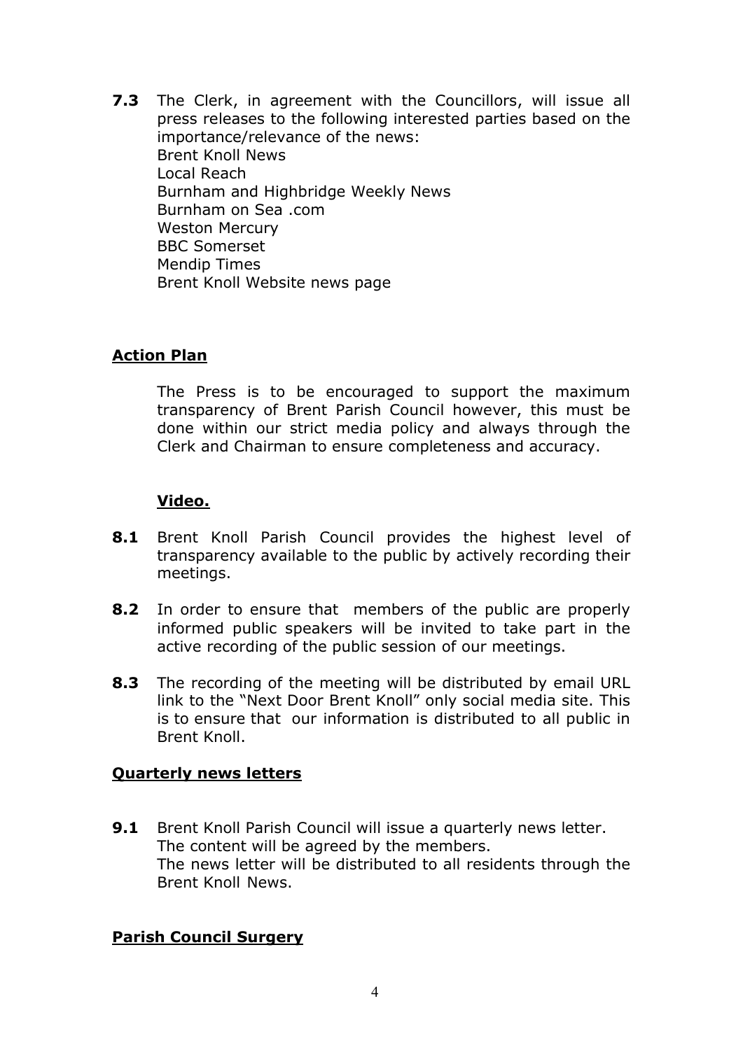**7.3** The Clerk, in agreement with the Councillors, will issue all press releases to the following interested parties based on the importance/relevance of the news:
Brent Knoll News
Local Reach
Burnham and Highbridge Weekly News
Burnham on Sea .com
Weston Mercury
BBC Somerset
Mendip Times
Brent Knoll Website news page

## Action Plan

The Press is to be encouraged to support the maximum transparency of Brent Parish Council however, this must be done within our strict media policy and always through the Clerk and Chairman to ensure completeness and accuracy.

## Video.

**8.1** Brent Knoll Parish Council provides the highest level of transparency available to the public by actively recording their meetings.

**8.2** In order to ensure that members of the public are properly informed public speakers will be invited to take part in the active recording of the public session of our meetings.

**8.3** The recording of the meeting will be distributed by email URL link to the "Next Door Brent Knoll" only social media site. This is to ensure that our information is distributed to all public in Brent Knoll.

## Quarterly news letters

**9.1** Brent Knoll Parish Council will issue a quarterly news letter.
The content will be agreed by the members.
The news letter will be distributed to all residents through the Brent Knoll News.

## Parish Council Surgery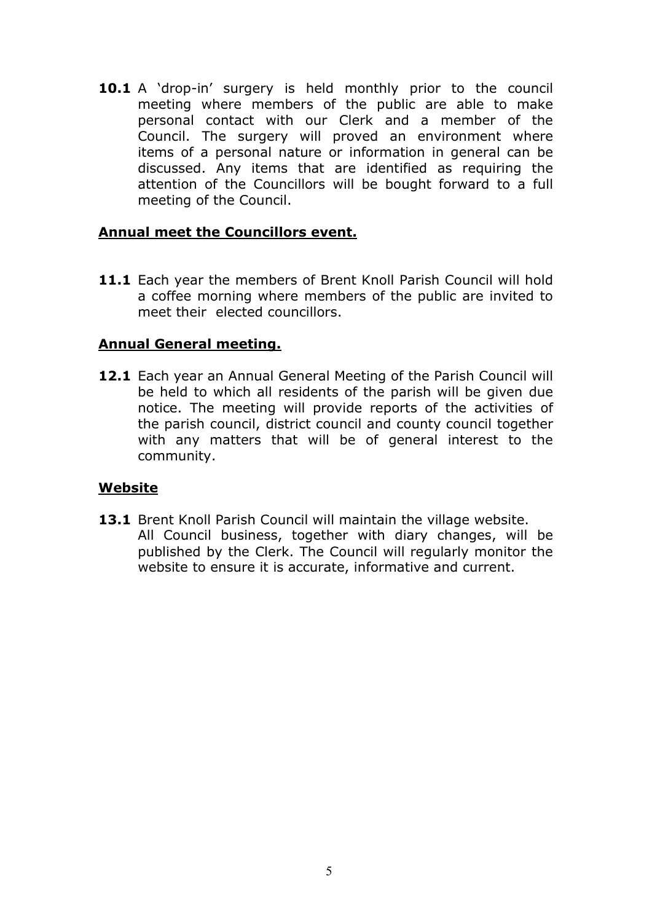**10.1** A 'drop-in' surgery is held monthly prior to the council meeting where members of the public are able to make personal contact with our Clerk and a member of the Council. The surgery will proved an environment where items of a personal nature or information in general can be discussed. Any items that are identified as requiring the attention of the Councillors will be bought forward to a full meeting of the Council.

## Annual meet the Councillors event.

**11.1** Each year the members of Brent Knoll Parish Council will hold a coffee morning where members of the public are invited to meet their elected councillors.

## Annual General meeting.

**12.1** Each year an Annual General Meeting of the Parish Council will be held to which all residents of the parish will be given due notice. The meeting will provide reports of the activities of the parish council, district council and county council together with any matters that will be of general interest to the community.

## Website

**13.1** Brent Knoll Parish Council will maintain the village website.
All Council business, together with diary changes, will be published by the Clerk. The Council will regularly monitor the website to ensure it is accurate, informative and current.